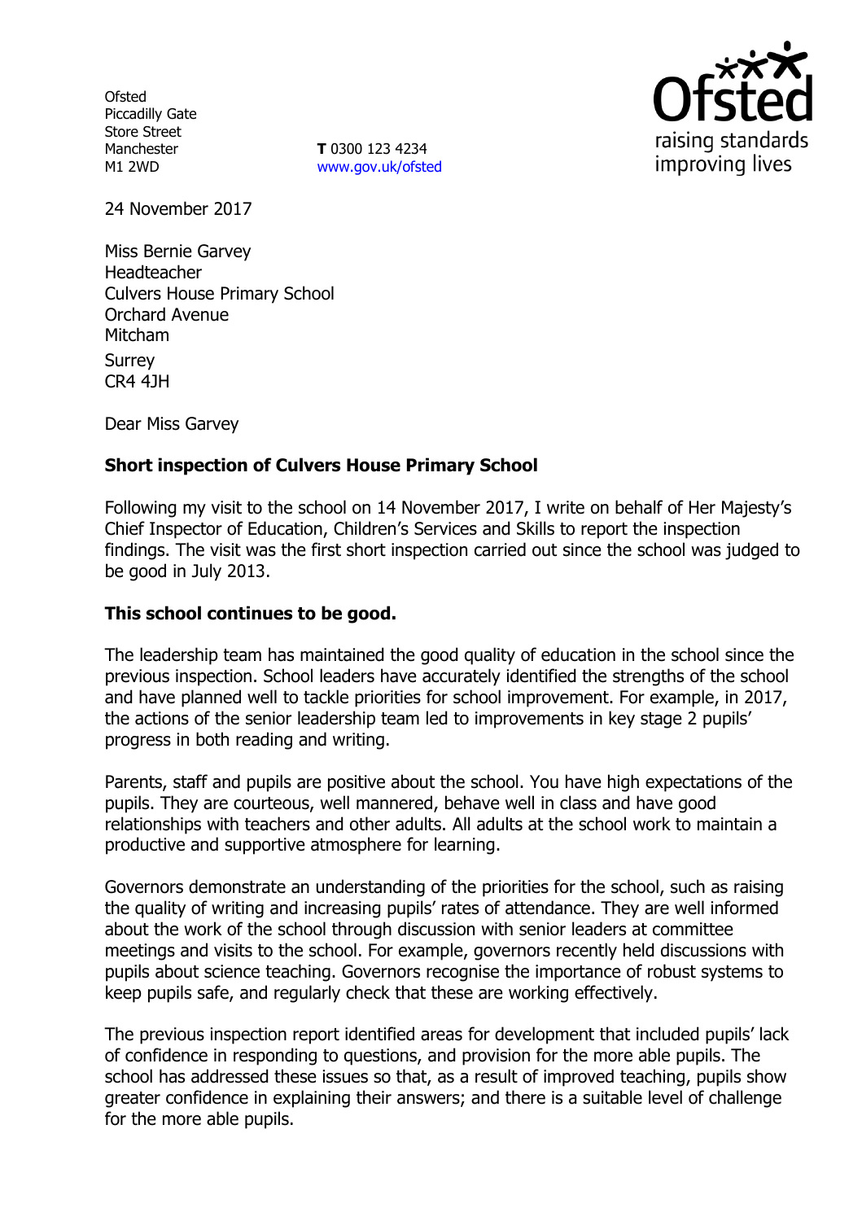Ofsted
Piccadilly Gate
Store Street
Manchester
M1 2WD

**T** 0300 123 4234
www.gov.uk/ofsted

24 November 2017

Miss Bernie Garvey
Headteacher
Culvers House Primary School
Orchard Avenue
Mitcham
Surrey
CR4 4JH

Dear Miss Garvey

**Short inspection of Culvers House Primary School**

Following my visit to the school on 14 November 2017, I write on behalf of Her Majesty's Chief Inspector of Education, Children's Services and Skills to report the inspection findings. The visit was the first short inspection carried out since the school was judged to be good in July 2013.

**This school continues to be good.**

The leadership team has maintained the good quality of education in the school since the previous inspection. School leaders have accurately identified the strengths of the school and have planned well to tackle priorities for school improvement. For example, in 2017, the actions of the senior leadership team led to improvements in key stage 2 pupils' progress in both reading and writing.

Parents, staff and pupils are positive about the school. You have high expectations of the pupils. They are courteous, well mannered, behave well in class and have good relationships with teachers and other adults. All adults at the school work to maintain a productive and supportive atmosphere for learning.

Governors demonstrate an understanding of the priorities for the school, such as raising the quality of writing and increasing pupils' rates of attendance. They are well informed about the work of the school through discussion with senior leaders at committee meetings and visits to the school. For example, governors recently held discussions with pupils about science teaching. Governors recognise the importance of robust systems to keep pupils safe, and regularly check that these are working effectively.

The previous inspection report identified areas for development that included pupils' lack of confidence in responding to questions, and provision for the more able pupils. The school has addressed these issues so that, as a result of improved teaching, pupils show greater confidence in explaining their answers; and there is a suitable level of challenge for the more able pupils.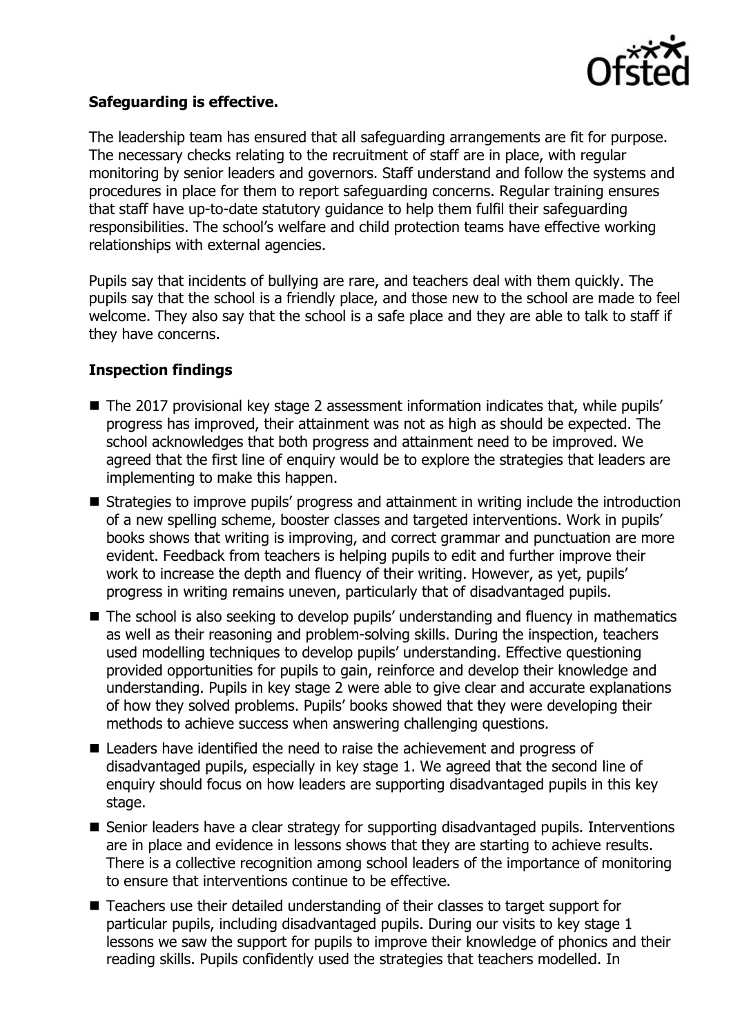**Safeguarding is effective.**

The leadership team has ensured that all safeguarding arrangements are fit for purpose. The necessary checks relating to the recruitment of staff are in place, with regular monitoring by senior leaders and governors. Staff understand and follow the systems and procedures in place for them to report safeguarding concerns. Regular training ensures that staff have up-to-date statutory guidance to help them fulfil their safeguarding responsibilities. The school's welfare and child protection teams have effective working relationships with external agencies.

Pupils say that incidents of bullying are rare, and teachers deal with them quickly. The pupils say that the school is a friendly place, and those new to the school are made to feel welcome. They also say that the school is a safe place and they are able to talk to staff if they have concerns.

**Inspection findings**

- The 2017 provisional key stage 2 assessment information indicates that, while pupils' progress has improved, their attainment was not as high as should be expected. The school acknowledges that both progress and attainment need to be improved. We agreed that the first line of enquiry would be to explore the strategies that leaders are implementing to make this happen.
- Strategies to improve pupils' progress and attainment in writing include the introduction of a new spelling scheme, booster classes and targeted interventions. Work in pupils' books shows that writing is improving, and correct grammar and punctuation are more evident. Feedback from teachers is helping pupils to edit and further improve their work to increase the depth and fluency of their writing. However, as yet, pupils' progress in writing remains uneven, particularly that of disadvantaged pupils.
- The school is also seeking to develop pupils' understanding and fluency in mathematics as well as their reasoning and problem-solving skills. During the inspection, teachers used modelling techniques to develop pupils' understanding. Effective questioning provided opportunities for pupils to gain, reinforce and develop their knowledge and understanding. Pupils in key stage 2 were able to give clear and accurate explanations of how they solved problems. Pupils' books showed that they were developing their methods to achieve success when answering challenging questions.
- Leaders have identified the need to raise the achievement and progress of disadvantaged pupils, especially in key stage 1. We agreed that the second line of enquiry should focus on how leaders are supporting disadvantaged pupils in this key stage.
- Senior leaders have a clear strategy for supporting disadvantaged pupils. Interventions are in place and evidence in lessons shows that they are starting to achieve results. There is a collective recognition among school leaders of the importance of monitoring to ensure that interventions continue to be effective.
- Teachers use their detailed understanding of their classes to target support for particular pupils, including disadvantaged pupils. During our visits to key stage 1 lessons we saw the support for pupils to improve their knowledge of phonics and their reading skills. Pupils confidently used the strategies that teachers modelled. In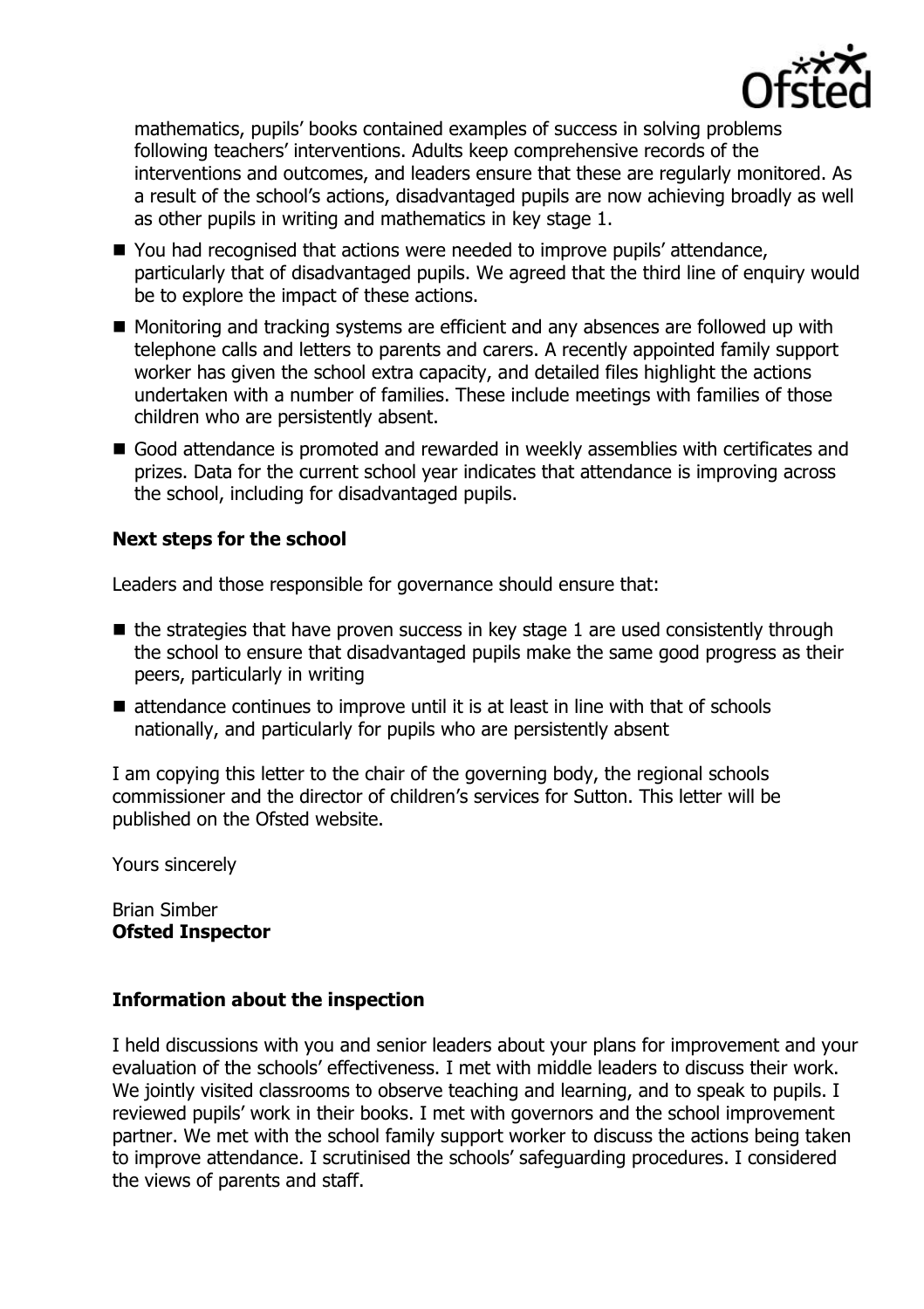mathematics, pupils' books contained examples of success in solving problems following teachers' interventions. Adults keep comprehensive records of the interventions and outcomes, and leaders ensure that these are regularly monitored. As a result of the school's actions, disadvantaged pupils are now achieving broadly as well as other pupils in writing and mathematics in key stage 1.

- You had recognised that actions were needed to improve pupils' attendance, particularly that of disadvantaged pupils. We agreed that the third line of enquiry would be to explore the impact of these actions.
- Monitoring and tracking systems are efficient and any absences are followed up with telephone calls and letters to parents and carers. A recently appointed family support worker has given the school extra capacity, and detailed files highlight the actions undertaken with a number of families. These include meetings with families of those children who are persistently absent.
- Good attendance is promoted and rewarded in weekly assemblies with certificates and prizes. Data for the current school year indicates that attendance is improving across the school, including for disadvantaged pupils.

### Next steps for the school

Leaders and those responsible for governance should ensure that:

- the strategies that have proven success in key stage 1 are used consistently through the school to ensure that disadvantaged pupils make the same good progress as their peers, particularly in writing
- attendance continues to improve until it is at least in line with that of schools nationally, and particularly for pupils who are persistently absent

I am copying this letter to the chair of the governing body, the regional schools commissioner and the director of children's services for Sutton. This letter will be published on the Ofsted website.

Yours sincerely

Brian Simber
**Ofsted Inspector**

### Information about the inspection

I held discussions with you and senior leaders about your plans for improvement and your evaluation of the schools' effectiveness. I met with middle leaders to discuss their work. We jointly visited classrooms to observe teaching and learning, and to speak to pupils. I reviewed pupils' work in their books. I met with governors and the school improvement partner. We met with the school family support worker to discuss the actions being taken to improve attendance. I scrutinised the schools' safeguarding procedures. I considered the views of parents and staff.